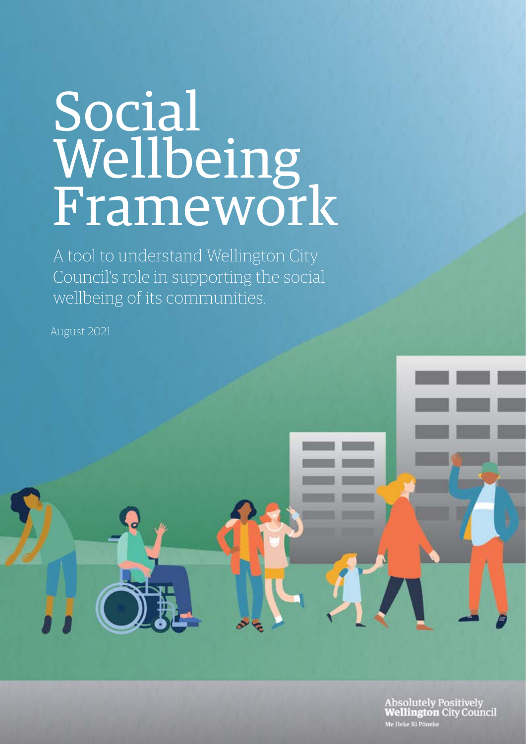# Social Wellbeing Framework

A tool to understand Wellington City Council's role in supporting the social wellbeing of its communities.

August 2021

Absolutely Positively **Wellington** City Council

Me Heke Ki Pōneke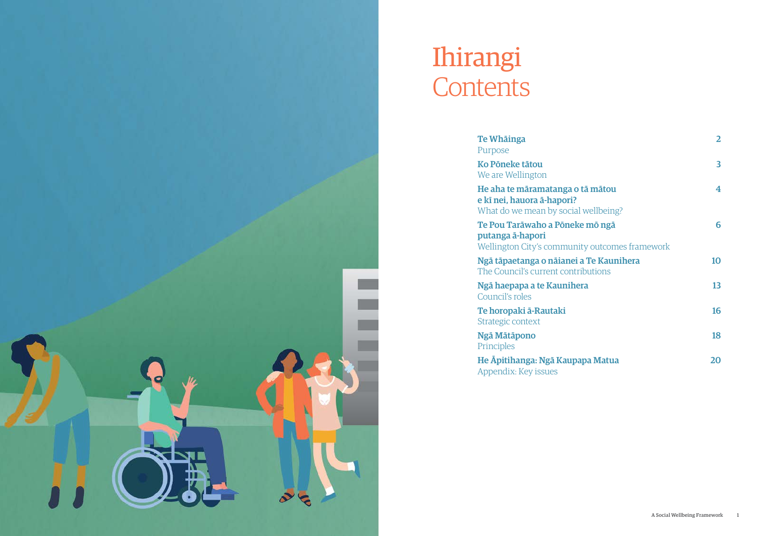# Ihirangi
# Contents

| | |
|---|---|
| **Te Whāinga**<br>Purpose | 2 |
| **Ko Pōneke tātou**<br>We are Wellington | 3 |
| **He aha te māramatanga o tā mātou e kī nei, hauora ā-hapori?**<br>What do we mean by social wellbeing? | 4 |
| **Te Pou Tarāwaho a Pōneke mō ngā putanga ā-hapori**<br>Wellington City's community outcomes framework | 6 |
| **Ngā tāpaetanga o nāianei a Te Kaunihera**<br>The Council's current contributions | 10 |
| **Ngā haepapa a te Kaunihera**<br>Council's roles | 13 |
| **Te horopaki ā-Rautaki**<br>Strategic context | 16 |
| **Ngā Mātāpono**<br>Principles | 18 |
| **He Āpitihanga: Ngā Kaupapa Matua**<br>Appendix: Key issues | 20 |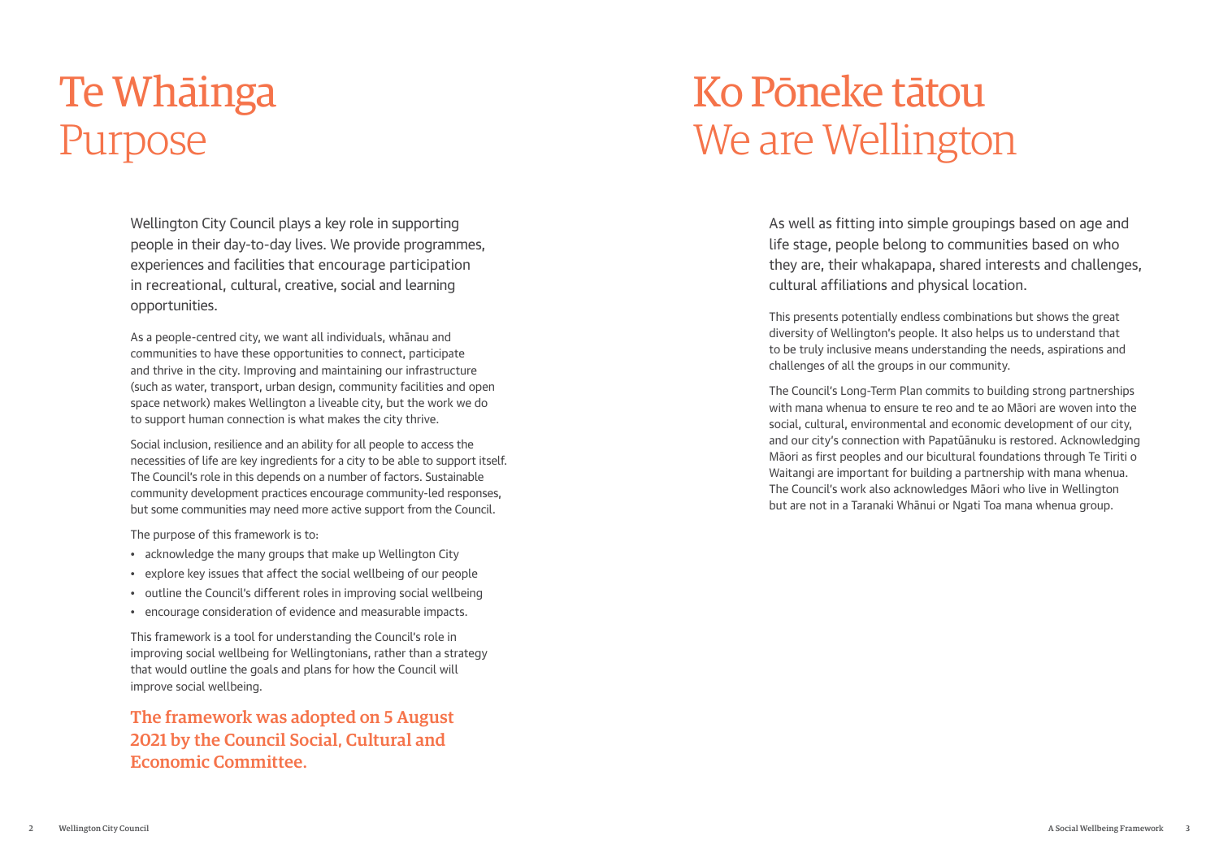# Te Whāinga
# Purpose

Wellington City Council plays a key role in supporting people in their day-to-day lives. We provide programmes, experiences and facilities that encourage participation in recreational, cultural, creative, social and learning opportunities.

As a people-centred city, we want all individuals, whānau and communities to have these opportunities to connect, participate and thrive in the city. Improving and maintaining our infrastructure (such as water, transport, urban design, community facilities and open space network) makes Wellington a liveable city, but the work we do to support human connection is what makes the city thrive.

Social inclusion, resilience and an ability for all people to access the necessities of life are key ingredients for a city to be able to support itself. The Council's role in this depends on a number of factors. Sustainable community development practices encourage community-led responses, but some communities may need more active support from the Council.

The purpose of this framework is to:

- acknowledge the many groups that make up Wellington City
- explore key issues that affect the social wellbeing of our people
- outline the Council's different roles in improving social wellbeing
- encourage consideration of evidence and measurable impacts.

This framework is a tool for understanding the Council's role in improving social wellbeing for Wellingtonians, rather than a strategy that would outline the goals and plans for how the Council will improve social wellbeing.

**The framework was adopted on 5 August 2021 by the Council Social, Cultural and Economic Committee.**

# Ko Pōneke tātou
# We are Wellington

As well as fitting into simple groupings based on age and life stage, people belong to communities based on who they are, their whakapapa, shared interests and challenges, cultural affiliations and physical location.

This presents potentially endless combinations but shows the great diversity of Wellington's people. It also helps us to understand that to be truly inclusive means understanding the needs, aspirations and challenges of all the groups in our community.

The Council's Long-Term Plan commits to building strong partnerships with mana whenua to ensure te reo and te ao Māori are woven into the social, cultural, environmental and economic development of our city, and our city's connection with Papatūānuku is restored. Acknowledging Māori as first peoples and our bicultural foundations through Te Tiriti o Waitangi are important for building a partnership with mana whenua. The Council's work also acknowledges Māori who live in Wellington but are not in a Taranaki Whānui or Ngati Toa mana whenua group.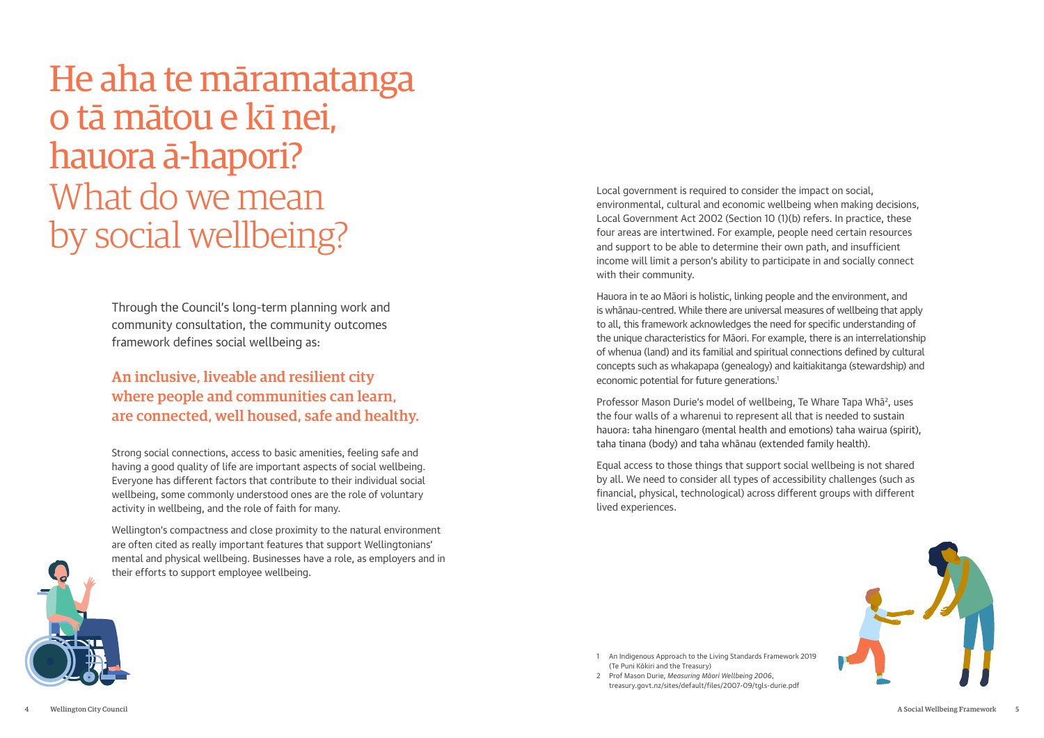# He aha te māramatanga o tā mātou e kī nei, hauora ā-hapori? What do we mean by social wellbeing?

Through the Council's long-term planning work and community consultation, the community outcomes framework defines social wellbeing as:

**An inclusive, liveable and resilient city where people and communities can learn, are connected, well housed, safe and healthy.**

Strong social connections, access to basic amenities, feeling safe and having a good quality of life are important aspects of social wellbeing. Everyone has different factors that contribute to their individual social wellbeing, some commonly understood ones are the role of voluntary activity in wellbeing, and the role of faith for many.

Wellington's compactness and close proximity to the natural environment are often cited as really important features that support Wellingtonians' mental and physical wellbeing. Businesses have a role, as employers and in their efforts to support employee wellbeing.

Local government is required to consider the impact on social, environmental, cultural and economic wellbeing when making decisions, Local Government Act 2002 (Section 10 (1)(b) refers. In practice, these four areas are intertwined. For example, people need certain resources and support to be able to determine their own path, and insufficient income will limit a person's ability to participate in and socially connect with their community.

Hauora in te ao Māori is holistic, linking people and the environment, and is whānau-centred. While there are universal measures of wellbeing that apply to all, this framework acknowledges the need for specific understanding of the unique characteristics for Māori. For example, there is an interrelationship of whenua (land) and its familial and spiritual connections defined by cultural concepts such as whakapapa (genealogy) and kaitiakitanga (stewardship) and economic potential for future generations.[1]

Professor Mason Durie's model of wellbeing, Te Whare Tapa Whā[2], uses the four walls of a wharenui to represent all that is needed to sustain hauora: taha hinengaro (mental health and emotions) taha wairua (spirit), taha tinana (body) and taha whānau (extended family health).

Equal access to those things that support social wellbeing is not shared by all. We need to consider all types of accessibility challenges (such as financial, physical, technological) across different groups with different lived experiences.

1 An Indigenous Approach to the Living Standards Framework 2019 (Te Puni Kōkiri and the Treasury)

2 Prof Mason Durie, *Measuring Māori Wellbeing 2006*, treasury.govt.nz/sites/default/files/2007-09/tgls-durie.pdf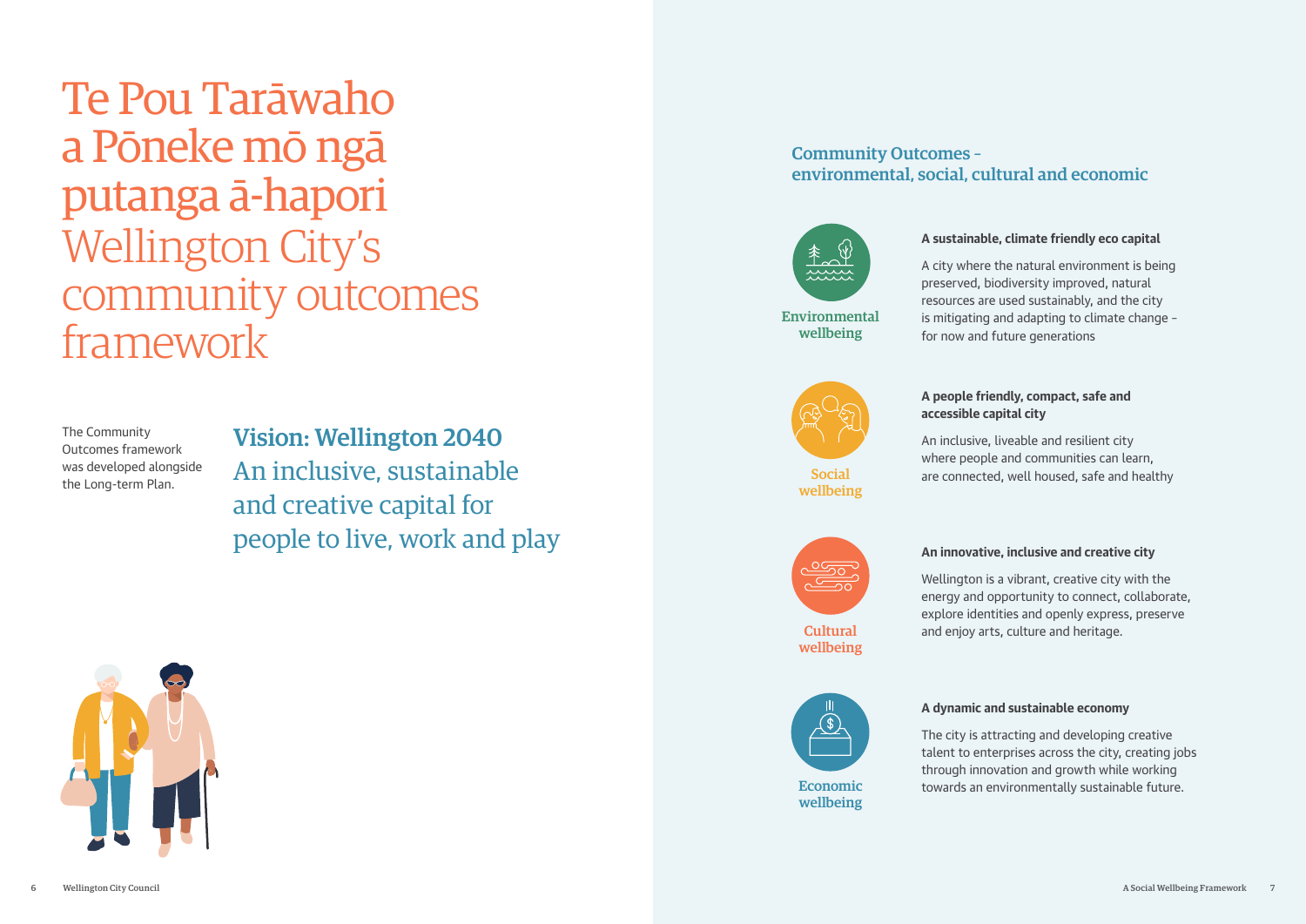# Te Pou Tarāwaho a Pōneke mō ngā putanga ā-hapori Wellington City's community outcomes framework

The Community Outcomes framework was developed alongside the Long-term Plan.

## Vision: Wellington 2040

An inclusive, sustainable and creative capital for people to live, work and play

## Community Outcomes – environmental, social, cultural and economic

**Environmental wellbeing**

**A sustainable, climate friendly eco capital**

A city where the natural environment is being preserved, biodiversity improved, natural resources are used sustainably, and the city is mitigating and adapting to climate change – for now and future generations

**Social wellbeing**

**A people friendly, compact, safe and accessible capital city**

An inclusive, liveable and resilient city where people and communities can learn, are connected, well housed, safe and healthy

**Cultural wellbeing**

**An innovative, inclusive and creative city**

Wellington is a vibrant, creative city with the energy and opportunity to connect, collaborate, explore identities and openly express, preserve and enjoy arts, culture and heritage.

**Economic wellbeing**

**A dynamic and sustainable economy**

The city is attracting and developing creative talent to enterprises across the city, creating jobs through innovation and growth while working towards an environmentally sustainable future.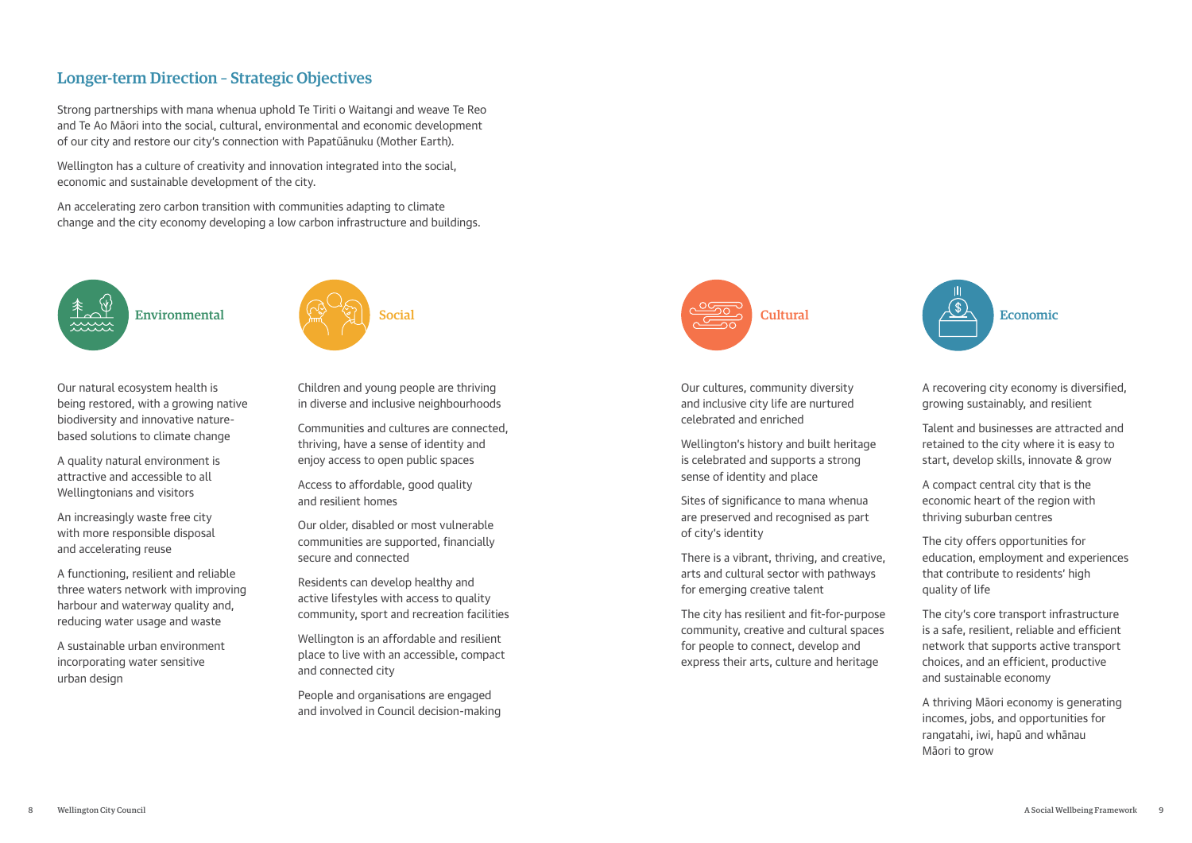## Longer-term Direction - Strategic Objectives

Strong partnerships with mana whenua uphold Te Tiriti o Waitangi and weave Te Reo and Te Ao Māori into the social, cultural, environmental and economic development of our city and restore our city's connection with Papatūānuku (Mother Earth).

Wellington has a culture of creativity and innovation integrated into the social, economic and sustainable development of the city.

An accelerating zero carbon transition with communities adapting to climate change and the city economy developing a low carbon infrastructure and buildings.

### Environmental

Our natural ecosystem health is being restored, with a growing native biodiversity and innovative nature-based solutions to climate change

A quality natural environment is attractive and accessible to all Wellingtonians and visitors

An increasingly waste free city with more responsible disposal and accelerating reuse

A functioning, resilient and reliable three waters network with improving harbour and waterway quality and, reducing water usage and waste

A sustainable urban environment incorporating water sensitive urban design

### Social

Children and young people are thriving in diverse and inclusive neighbourhoods

Communities and cultures are connected, thriving, have a sense of identity and enjoy access to open public spaces

Access to affordable, good quality and resilient homes

Our older, disabled or most vulnerable communities are supported, financially secure and connected

Residents can develop healthy and active lifestyles with access to quality community, sport and recreation facilities

Wellington is an affordable and resilient place to live with an accessible, compact and connected city

People and organisations are engaged and involved in Council decision-making

### Cultural

Our cultures, community diversity and inclusive city life are nurtured celebrated and enriched

Wellington's history and built heritage is celebrated and supports a strong sense of identity and place

Sites of significance to mana whenua are preserved and recognised as part of city's identity

There is a vibrant, thriving, and creative, arts and cultural sector with pathways for emerging creative talent

The city has resilient and fit-for-purpose community, creative and cultural spaces for people to connect, develop and express their arts, culture and heritage

### Economic

A recovering city economy is diversified, growing sustainably, and resilient

Talent and businesses are attracted and retained to the city where it is easy to start, develop skills, innovate & grow

A compact central city that is the economic heart of the region with thriving suburban centres

The city offers opportunities for education, employment and experiences that contribute to residents' high quality of life

The city's core transport infrastructure is a safe, resilient, reliable and efficient network that supports active transport choices, and an efficient, productive and sustainable economy

A thriving Māori economy is generating incomes, jobs, and opportunities for rangatahi, iwi, hapū and whānau Māori to grow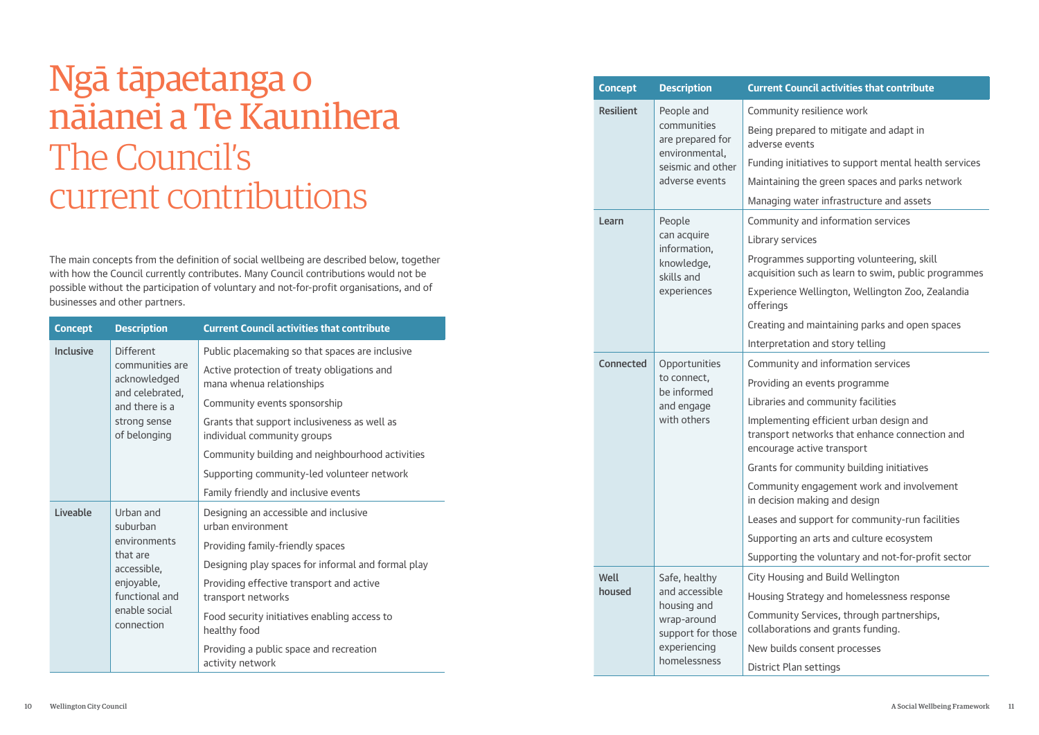# Ngā tāpaetanga o nāianei a Te Kaunihera The Council's current contributions

The main concepts from the definition of social wellbeing are described below, together with how the Council currently contributes. Many Council contributions would not be possible without the participation of voluntary and not-for-profit organisations, and of businesses and other partners.

| Concept | Description | Current Council activities that contribute |
|---|---|---|
| **Inclusive** | Different communities are acknowledged and celebrated, and there is a strong sense of belonging | Public placemaking so that spaces are inclusive |
| | | Active protection of treaty obligations and mana whenua relationships |
| | | Community events sponsorship |
| | | Grants that support inclusiveness as well as individual community groups |
| | | Community building and neighbourhood activities |
| | | Supporting community-led volunteer network |
| | | Family friendly and inclusive events |
| **Liveable** | Urban and suburban environments that are accessible, enjoyable, functional and enable social connection | Designing an accessible and inclusive urban environment |
| | | Providing family-friendly spaces |
| | | Designing play spaces for informal and formal play |
| | | Providing effective transport and active transport networks |
| | | Food security initiatives enabling access to healthy food |
| | | Providing a public space and recreation activity network |
| **Resilient** | People and communities are prepared for environmental, seismic and other adverse events | Community resilience work |
| | | Being prepared to mitigate and adapt in adverse events |
| | | Funding initiatives to support mental health services |
| | | Maintaining the green spaces and parks network |
| | | Managing water infrastructure and assets |
| **Learn** | People can acquire information, knowledge, skills and experiences | Community and information services |
| | | Library services |
| | | Programmes supporting volunteering, skill acquisition such as learn to swim, public programmes |
| | | Experience Wellington, Wellington Zoo, Zealandia offerings |
| | | Creating and maintaining parks and open spaces |
| | | Interpretation and story telling |
| **Connected** | Opportunities to connect, be informed and engage with others | Community and information services |
| | | Providing an events programme |
| | | Libraries and community facilities |
| | | Implementing efficient urban design and transport networks that enhance connection and encourage active transport |
| | | Grants for community building initiatives |
| | | Community engagement work and involvement in decision making and design |
| | | Leases and support for community-run facilities |
| | | Supporting an arts and culture ecosystem |
| | | Supporting the voluntary and not-for-profit sector |
| **Well housed** | Safe, healthy and accessible housing and wrap-around support for those experiencing homelessness | City Housing and Build Wellington |
| | | Housing Strategy and homelessness response |
| | | Community Services, through partnerships, collaborations and grants funding. |
| | | New builds consent processes |
| | | District Plan settings |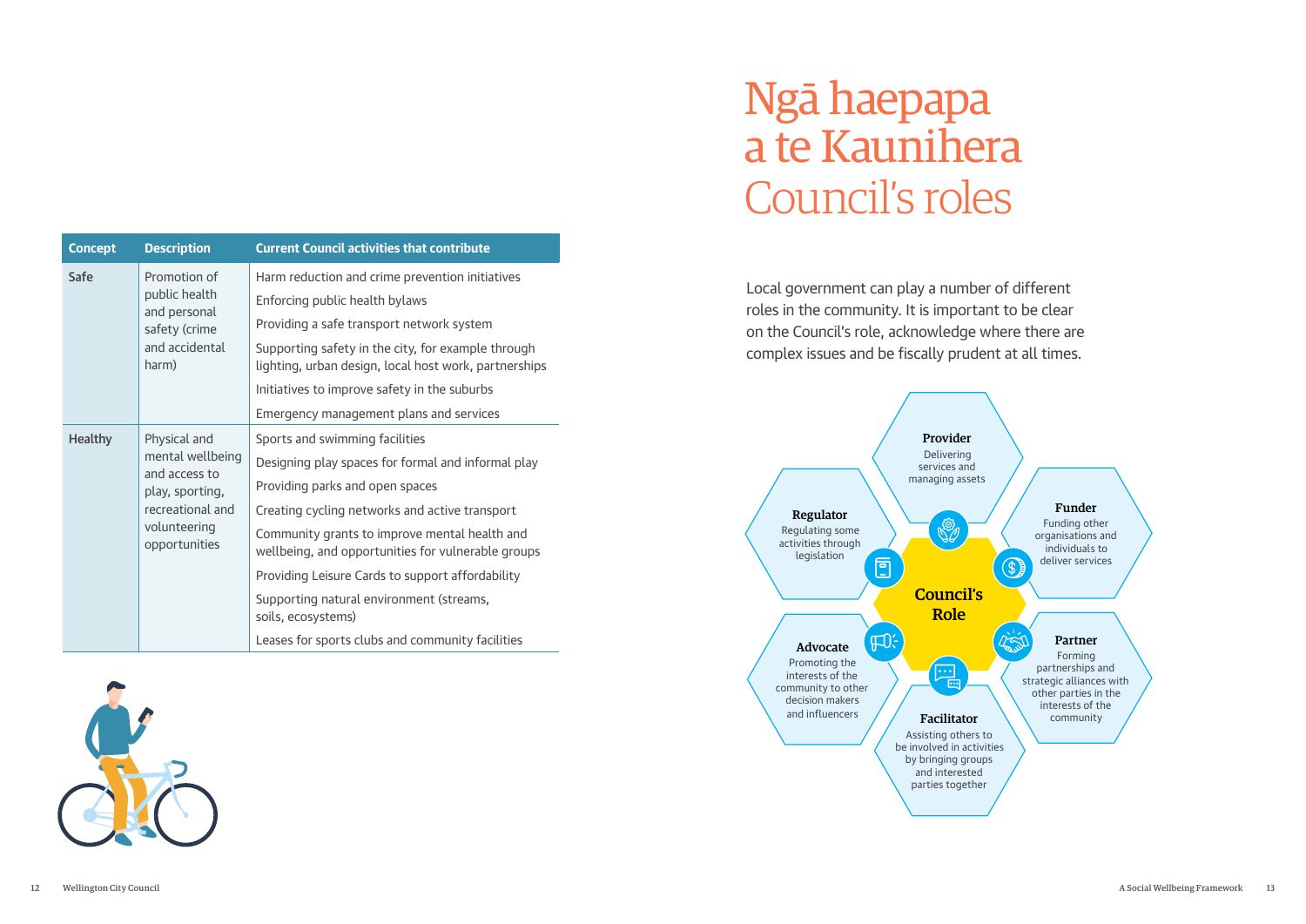| Concept | Description | Current Council activities that contribute |
| --- | --- | --- |
| Safe | Promotion of public health and personal safety (crime and accidental harm) | Harm reduction and crime prevention initiatives |
| | | Enforcing public health bylaws |
| | | Providing a safe transport network system |
| | | Supporting safety in the city, for example through lighting, urban design, local host work, partnerships |
| | | Initiatives to improve safety in the suburbs |
| | | Emergency management plans and services |
| Healthy | Physical and mental wellbeing and access to play, sporting, recreational and volunteering opportunities | Sports and swimming facilities |
| | | Designing play spaces for formal and informal play |
| | | Providing parks and open spaces |
| | | Creating cycling networks and active transport |
| | | Community grants to improve mental health and wellbeing, and opportunities for vulnerable groups |
| | | Providing Leisure Cards to support affordability |
| | | Supporting natural environment (streams, soils, ecosystems) |
| | | Leases for sports clubs and community facilities |

# Ngā haepapa a te Kaunihera Council's roles

Local government can play a number of different roles in the community. It is important to be clear on the Council's role, acknowledge where there are complex issues and be fiscally prudent at all times.

**Council's Role**

**Provider**
Delivering services and managing assets

**Funder**
Funding other organisations and individuals to deliver services

**Partner**
Forming partnerships and strategic alliances with other parties in the interests of the community

**Facilitator**
Assisting others to be involved in activities by bringing groups and interested parties together

**Advocate**
Promoting the interests of the community to other decision makers and influencers

**Regulator**
Regulating some activities through legislation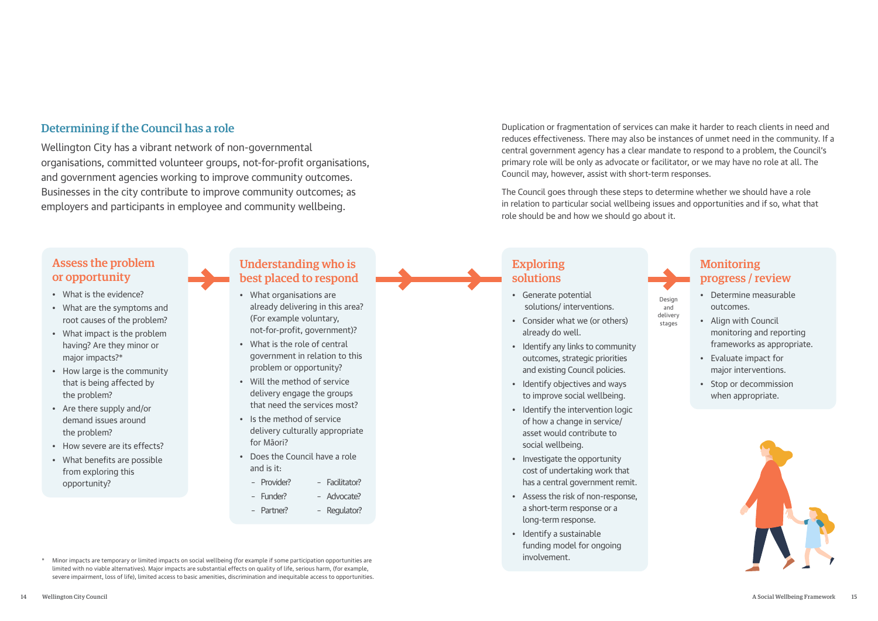## Determining if the Council has a role

Wellington City has a vibrant network of non-governmental organisations, committed volunteer groups, not-for-profit organisations, and government agencies working to improve community outcomes. Businesses in the city contribute to improve community outcomes; as employers and participants in employee and community wellbeing.

Duplication or fragmentation of services can make it harder to reach clients in need and reduces effectiveness. There may also be instances of unmet need in the community. If a central government agency has a clear mandate to respond to a problem, the Council's primary role will be only as advocate or facilitator, or we may have no role at all. The Council may, however, assist with short-term responses.

The Council goes through these steps to determine whether we should have a role in relation to particular social wellbeing issues and opportunities and if so, what that role should be and how we should go about it.

### Assess the problem or opportunity

- What is the evidence?
- What are the symptoms and root causes of the problem?
- What impact is the problem having? Are they minor or major impacts?*
- How large is the community that is being affected by the problem?
- Are there supply and/or demand issues around the problem?
- How severe are its effects?
- What benefits are possible from exploring this opportunity?

### Understanding who is best placed to respond

- What organisations are already delivering in this area? (For example voluntary, not-for-profit, government)?
- What is the role of central government in relation to this problem or opportunity?
- Will the method of service delivery engage the groups that need the services most?
- Is the method of service delivery culturally appropriate for Māori?
- Does the Council have a role and is it:
  - Provider?
  - Funder?
  - Partner?
  - Facilitator?
  - Advocate?
  - Regulator?

### Exploring solutions

- Generate potential solutions/ interventions.
- Consider what we (or others) already do well.
- Identify any links to community outcomes, strategic priorities and existing Council policies.
- Identify objectives and ways to improve social wellbeing.
- Identify the intervention logic of how a change in service/ asset would contribute to social wellbeing.
- Investigate the opportunity cost of undertaking work that has a central government remit.
- Assess the risk of non-response, a short-term response or a long-term response.
- Identify a sustainable funding model for ongoing involvement.

Design and delivery stages

### Monitoring progress / review

- Determine measurable outcomes.
- Align with Council monitoring and reporting frameworks as appropriate.
- Evaluate impact for major interventions.
- Stop or decommission when appropriate.

\* Minor impacts are temporary or limited impacts on social wellbeing (for example if some participation opportunities are limited with no viable alternatives). Major impacts are substantial effects on quality of life, serious harm, (for example, severe impairment, loss of life), limited access to basic amenities, discrimination and inequitable access to opportunities.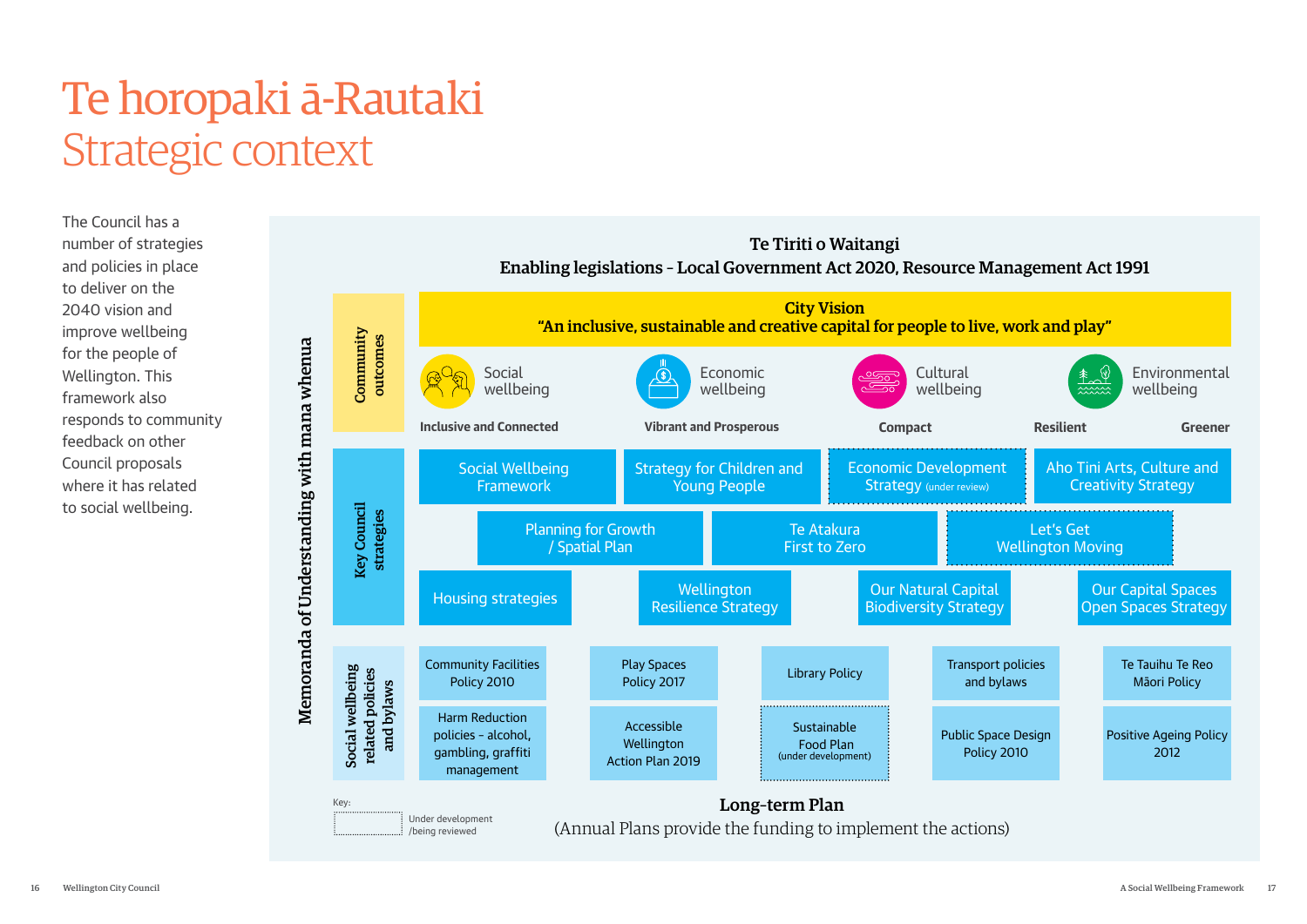# Te horopaki ā-Rautaki
## Strategic context

The Council has a number of strategies and policies in place to deliver on the 2040 vision and improve wellbeing for the people of Wellington. This framework also responds to community feedback on other Council proposals where it has related to social wellbeing.

**Te Tiriti o Waitangi**

**Enabling legislations – Local Government Act 2020, Resource Management Act 1991**

**Memoranda of Understanding with mana whenua**

### Community outcomes

**City Vision**

**"An inclusive, sustainable and creative capital for people to live, work and play"**

- Social wellbeing
- Economic wellbeing
- Cultural wellbeing
- Environmental wellbeing

**Inclusive and Connected** | **Vibrant and Prosperous** | **Compact** | **Resilient** | **Greener**

### Key Council strategies

- Social Wellbeing Framework
- Strategy for Children and Young People
- Economic Development Strategy (under review)
- Aho Tini Arts, Culture and Creativity Strategy
- Planning for Growth / Spatial Plan
- Te Atakura First to Zero
- Let's Get Wellington Moving
- Housing strategies
- Wellington Resilience Strategy
- Our Natural Capital Biodiversity Strategy
- Our Capital Spaces Open Spaces Strategy

### Social wellbeing related policies and bylaws

- Community Facilities Policy 2010
- Play Spaces Policy 2017
- Library Policy
- Transport policies and bylaws
- Te Tauihu Te Reo Māori Policy
- Harm Reduction policies – alcohol, gambling, graffiti management
- Accessible Wellington Action Plan 2019
- Sustainable Food Plan (under development)
- Public Space Design Policy 2010
- Positive Ageing Policy 2012

Key: Under development /being reviewed (dotted outline: Economic Development Strategy, Let's Get Wellington Moving, Sustainable Food Plan)

**Long-term Plan**

(Annual Plans provide the funding to implement the actions)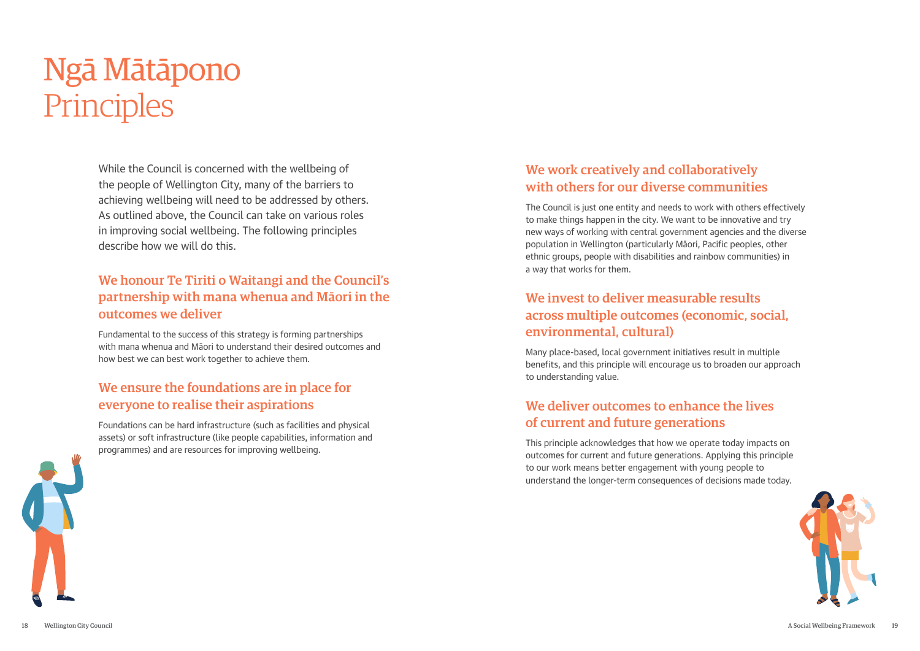# Ngā Mātāpono
# Principles

While the Council is concerned with the wellbeing of the people of Wellington City, many of the barriers to achieving wellbeing will need to be addressed by others. As outlined above, the Council can take on various roles in improving social wellbeing. The following principles describe how we will do this.

## We honour Te Tiriti o Waitangi and the Council's partnership with mana whenua and Māori in the outcomes we deliver

Fundamental to the success of this strategy is forming partnerships with mana whenua and Māori to understand their desired outcomes and how best we can best work together to achieve them.

## We ensure the foundations are in place for everyone to realise their aspirations

Foundations can be hard infrastructure (such as facilities and physical assets) or soft infrastructure (like people capabilities, information and programmes) and are resources for improving wellbeing.

## We work creatively and collaboratively with others for our diverse communities

The Council is just one entity and needs to work with others effectively to make things happen in the city. We want to be innovative and try new ways of working with central government agencies and the diverse population in Wellington (particularly Māori, Pacific peoples, other ethnic groups, people with disabilities and rainbow communities) in a way that works for them.

## We invest to deliver measurable results across multiple outcomes (economic, social, environmental, cultural)

Many place-based, local government initiatives result in multiple benefits, and this principle will encourage us to broaden our approach to understanding value.

## We deliver outcomes to enhance the lives of current and future generations

This principle acknowledges that how we operate today impacts on outcomes for current and future generations. Applying this principle to our work means better engagement with young people to understand the longer-term consequences of decisions made today.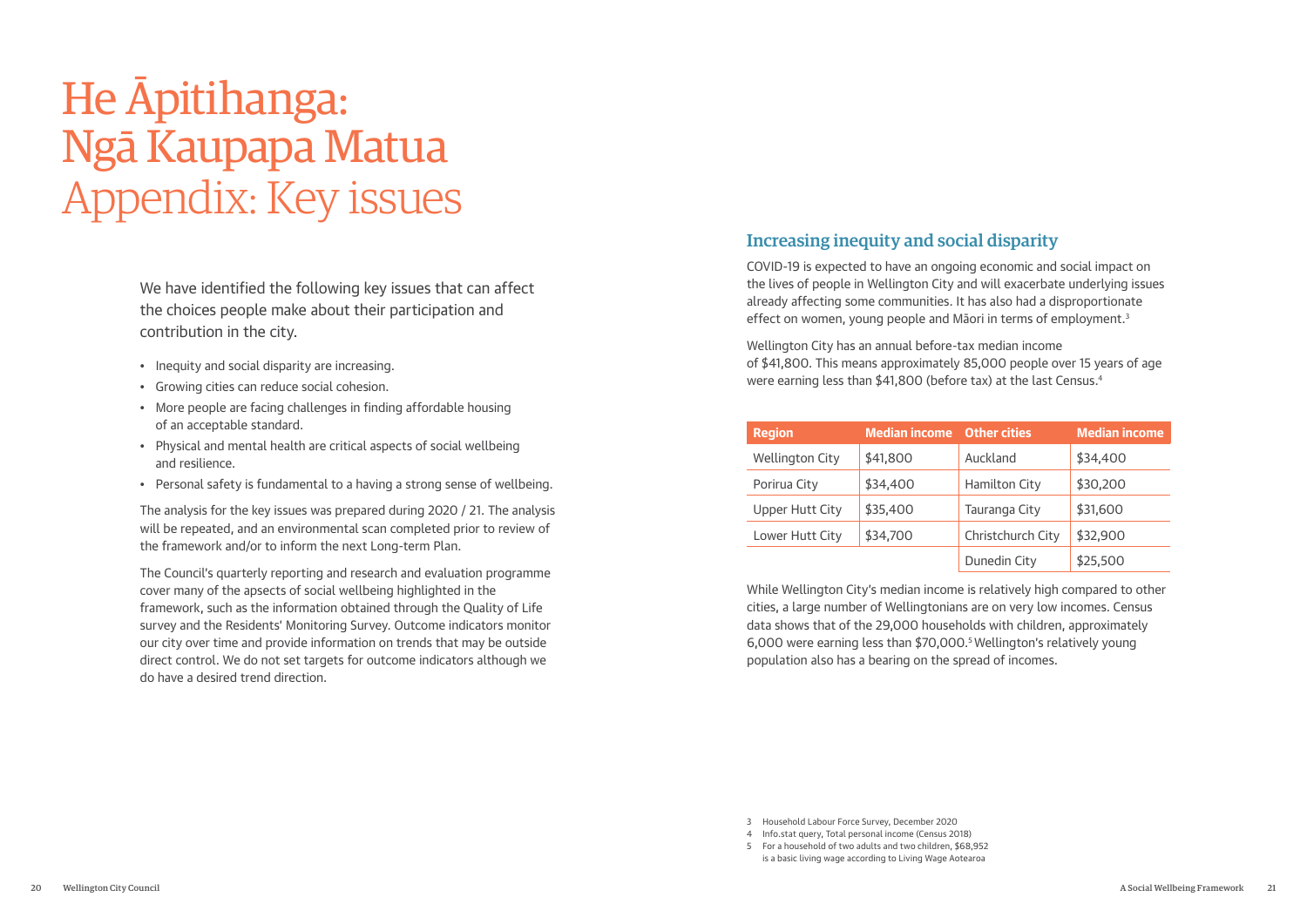# He Āpitihanga: Ngā Kaupapa Matua Appendix: Key issues

We have identified the following key issues that can affect the choices people make about their participation and contribution in the city.

- Inequity and social disparity are increasing.
- Growing cities can reduce social cohesion.
- More people are facing challenges in finding affordable housing of an acceptable standard.
- Physical and mental health are critical aspects of social wellbeing and resilience.
- Personal safety is fundamental to a having a strong sense of wellbeing.

The analysis for the key issues was prepared during 2020 / 21. The analysis will be repeated, and an environmental scan completed prior to review of the framework and/or to inform the next Long-term Plan.

The Council's quarterly reporting and research and evaluation programme cover many of the apsects of social wellbeing highlighted in the framework, such as the information obtained through the Quality of Life survey and the Residents' Monitoring Survey. Outcome indicators monitor our city over time and provide information on trends that may be outside direct control. We do not set targets for outcome indicators although we do have a desired trend direction.

## Increasing inequity and social disparity

COVID-19 is expected to have an ongoing economic and social impact on the lives of people in Wellington City and will exacerbate underlying issues already affecting some communities. It has also had a disproportionate effect on women, young people and Māori in terms of employment.[3]

Wellington City has an annual before-tax median income of $41,800. This means approximately 85,000 people over 15 years of age were earning less than $41,800 (before tax) at the last Census.[4]

| Region | Median income | Other cities | Median income |
|---|---|---|---|
| Wellington City | $41,800 | Auckland | $34,400 |
| Porirua City | $34,400 | Hamilton City | $30,200 |
| Upper Hutt City | $35,400 | Tauranga City | $31,600 |
| Lower Hutt City | $34,700 | Christchurch City | $32,900 |
| | | Dunedin City | $25,500 |

While Wellington City's median income is relatively high compared to other cities, a large number of Wellingtonians are on very low incomes. Census data shows that of the 29,000 households with children, approximately 6,000 were earning less than $70,000.[5] Wellington's relatively young population also has a bearing on the spread of incomes.

3 Household Labour Force Survey, December 2020
4 Info.stat query, Total personal income (Census 2018)
5 For a household of two adults and two children, $68,952 is a basic living wage according to Living Wage Aotearoa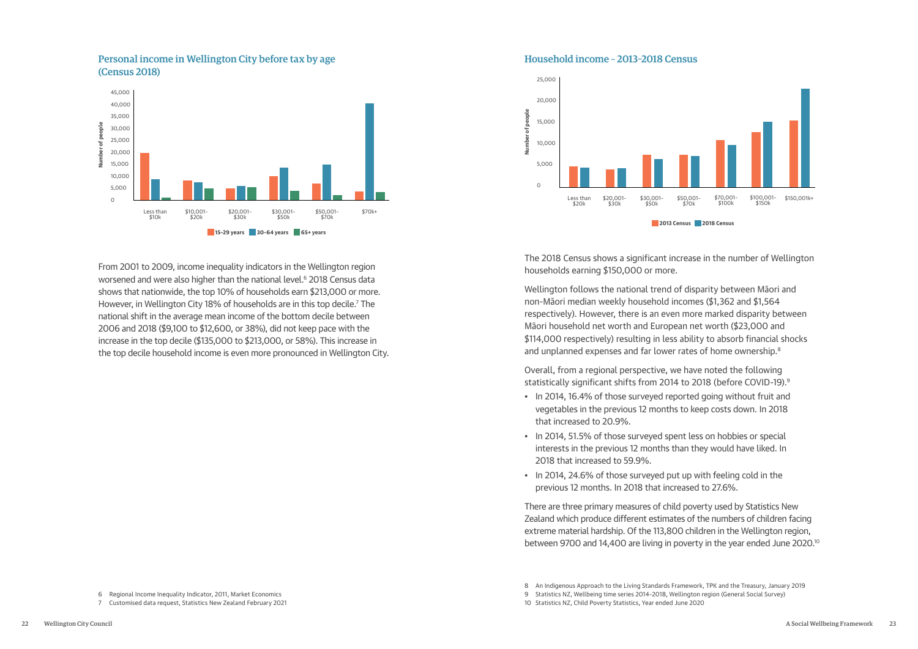## Personal income in Wellington City before tax by age (Census 2018)

## Household income – 2013-2018 Census

From 2001 to 2009, income inequality indicators in the Wellington region worsened and were also higher than the national level.[6] 2018 Census data shows that nationwide, the top 10% of households earn $213,000 or more. However, in Wellington City 18% of households are in this top decile.[7] The national shift in the average mean income of the bottom decile between 2006 and 2018 ($9,100 to $12,600, or 38%), did not keep pace with the increase in the top decile ($135,000 to $213,000, or 58%). This increase in the top decile household income is even more pronounced in Wellington City.

The 2018 Census shows a significant increase in the number of Wellington households earning $150,000 or more.

Wellington follows the national trend of disparity between Māori and non-Māori median weekly household incomes ($1,362 and $1,564 respectively). However, there is an even more marked disparity between Māori household net worth and European net worth ($23,000 and $114,000 respectively) resulting in less ability to absorb financial shocks and unplanned expenses and far lower rates of home ownership.[8]

Overall, from a regional perspective, we have noted the following statistically significant shifts from 2014 to 2018 (before COVID-19).[9]

- In 2014, 16.4% of those surveyed reported going without fruit and vegetables in the previous 12 months to keep costs down. In 2018 that increased to 20.9%.
- In 2014, 51.5% of those surveyed spent less on hobbies or special interests in the previous 12 months than they would have liked. In 2018 that increased to 59.9%.
- In 2014, 24.6% of those surveyed put up with feeling cold in the previous 12 months. In 2018 that increased to 27.6%.

There are three primary measures of child poverty used by Statistics New Zealand which produce different estimates of the numbers of children facing extreme material hardship. Of the 113,800 children in the Wellington region, between 9700 and 14,400 are living in poverty in the year ended June 2020.[10]

6 Regional Income Inequality Indicator, 2011, Market Economics
7 Customised data request, Statistics New Zealand February 2021
8 An Indigenous Approach to the Living Standards Framework, TPK and the Treasury, January 2019
9 Statistics NZ, Wellbeing time series 2014–2018, Wellington region (General Social Survey)
10 Statistics NZ, Child Poverty Statistics, Year ended June 2020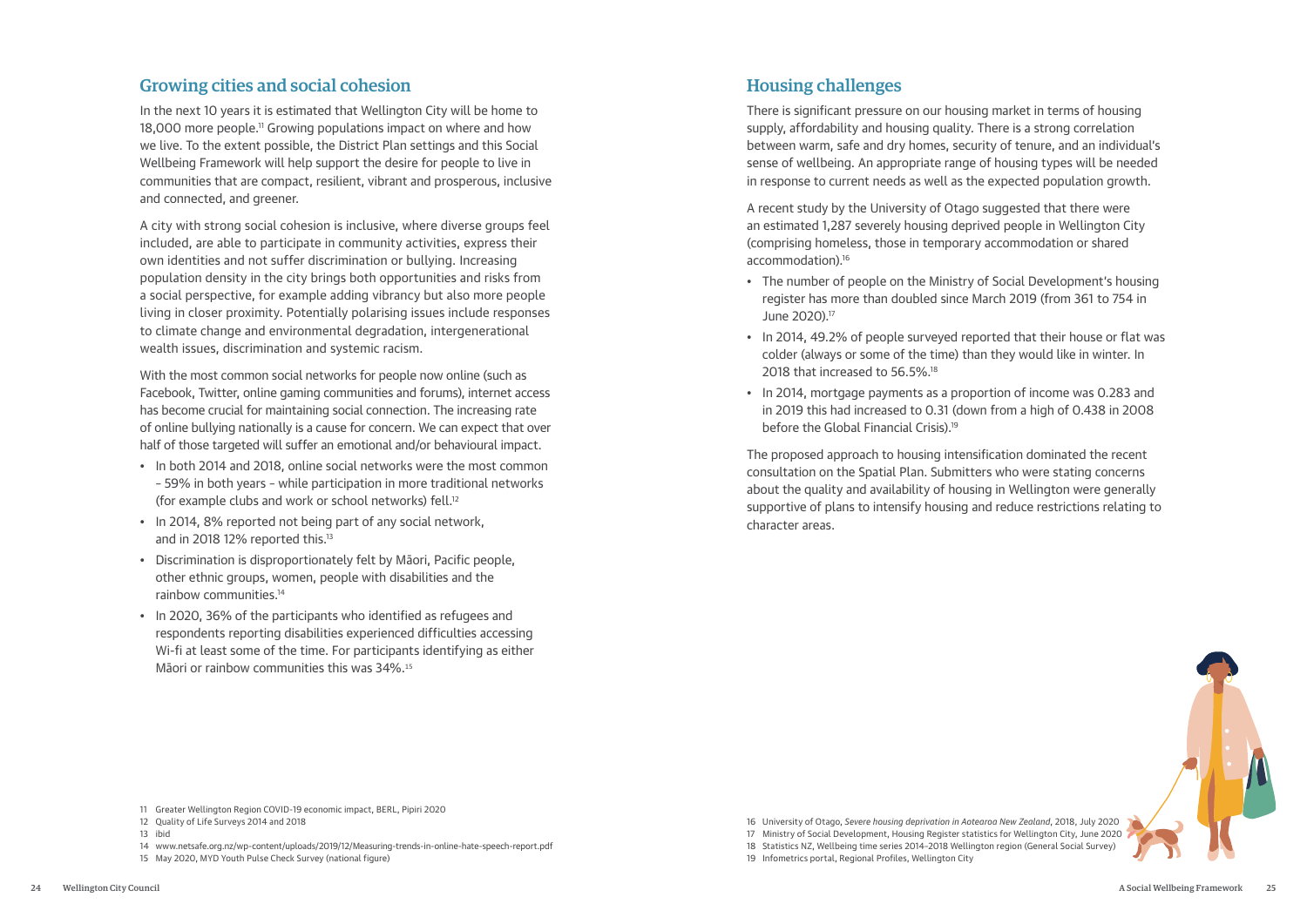## Growing cities and social cohesion

In the next 10 years it is estimated that Wellington City will be home to 18,000 more people.[11] Growing populations impact on where and how we live. To the extent possible, the District Plan settings and this Social Wellbeing Framework will help support the desire for people to live in communities that are compact, resilient, vibrant and prosperous, inclusive and connected, and greener.

A city with strong social cohesion is inclusive, where diverse groups feel included, are able to participate in community activities, express their own identities and not suffer discrimination or bullying. Increasing population density in the city brings both opportunities and risks from a social perspective, for example adding vibrancy but also more people living in closer proximity. Potentially polarising issues include responses to climate change and environmental degradation, intergenerational wealth issues, discrimination and systemic racism.

With the most common social networks for people now online (such as Facebook, Twitter, online gaming communities and forums), internet access has become crucial for maintaining social connection. The increasing rate of online bullying nationally is a cause for concern. We can expect that over half of those targeted will suffer an emotional and/or behavioural impact.

- In both 2014 and 2018, online social networks were the most common – 59% in both years – while participation in more traditional networks (for example clubs and work or school networks) fell.[12]
- In 2014, 8% reported not being part of any social network, and in 2018 12% reported this.[13]
- Discrimination is disproportionately felt by Māori, Pacific people, other ethnic groups, women, people with disabilities and the rainbow communities.[14]
- In 2020, 36% of the participants who identified as refugees and respondents reporting disabilities experienced difficulties accessing Wi-fi at least some of the time. For participants identifying as either Māori or rainbow communities this was 34%.[15]

11 Greater Wellington Region COVID-19 economic impact, BERL, Pipiri 2020
12 Quality of Life Surveys 2014 and 2018
13 ibid
14 www.netsafe.org.nz/wp-content/uploads/2019/12/Measuring-trends-in-online-hate-speech-report.pdf
15 May 2020, MYD Youth Pulse Check Survey (national figure)

## Housing challenges

There is significant pressure on our housing market in terms of housing supply, affordability and housing quality. There is a strong correlation between warm, safe and dry homes, security of tenure, and an individual's sense of wellbeing. An appropriate range of housing types will be needed in response to current needs as well as the expected population growth.

A recent study by the University of Otago suggested that there were an estimated 1,287 severely housing deprived people in Wellington City (comprising homeless, those in temporary accommodation or shared accommodation).[16]

- The number of people on the Ministry of Social Development's housing register has more than doubled since March 2019 (from 361 to 754 in June 2020).[17]
- In 2014, 49.2% of people surveyed reported that their house or flat was colder (always or some of the time) than they would like in winter. In 2018 that increased to 56.5%.[18]
- In 2014, mortgage payments as a proportion of income was 0.283 and in 2019 this had increased to 0.31 (down from a high of 0.438 in 2008 before the Global Financial Crisis).[19]

The proposed approach to housing intensification dominated the recent consultation on the Spatial Plan. Submitters who were stating concerns about the quality and availability of housing in Wellington were generally supportive of plans to intensify housing and reduce restrictions relating to character areas.

16 University of Otago, *Severe housing deprivation in Aotearoa New Zealand*, 2018, July 2020
17 Ministry of Social Development, Housing Register statistics for Wellington City, June 2020
18 Statistics NZ, Wellbeing time series 2014–2018 Wellington region (General Social Survey)
19 Infometrics portal, Regional Profiles, Wellington City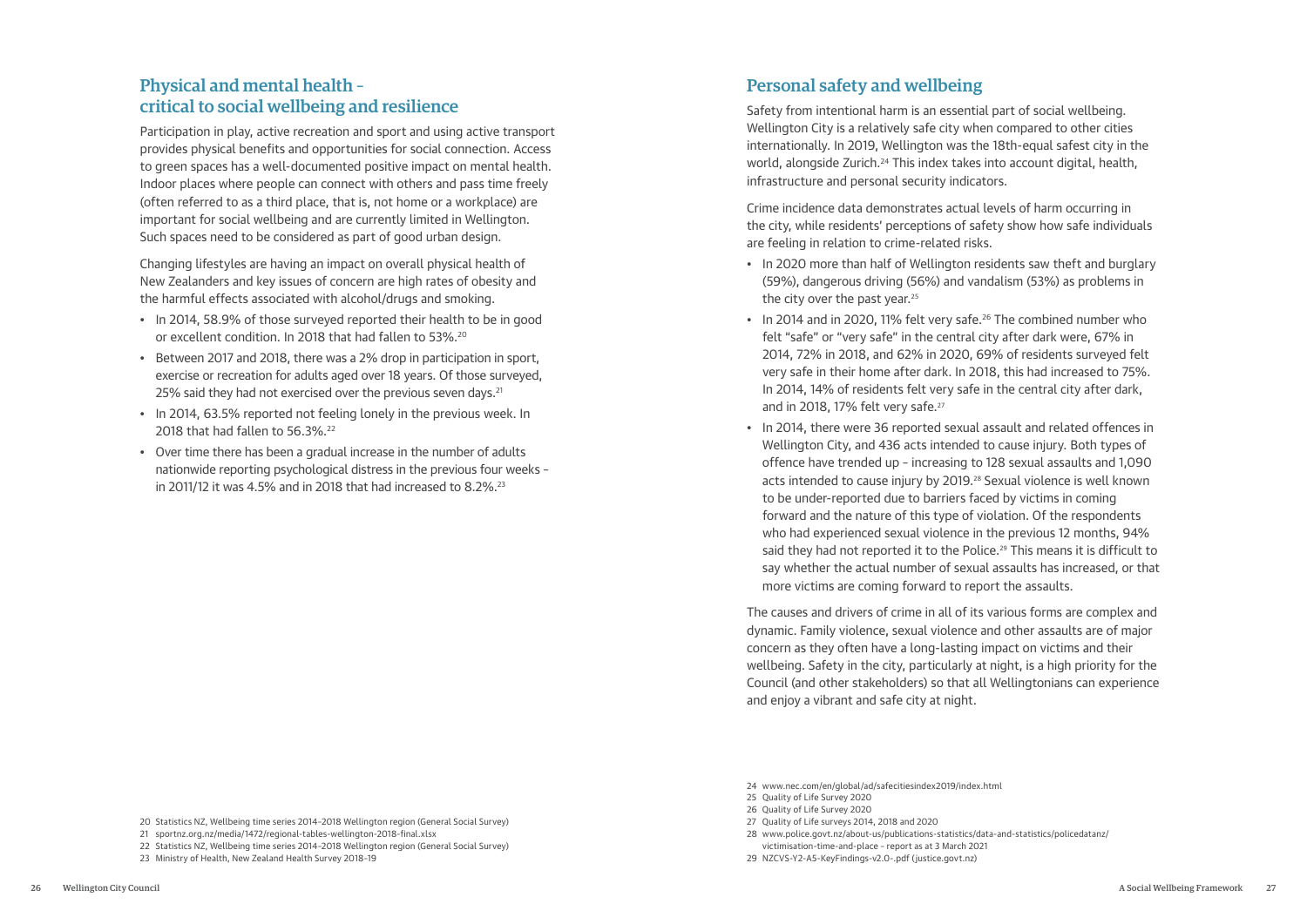## Physical and mental health – critical to social wellbeing and resilience

Participation in play, active recreation and sport and using active transport provides physical benefits and opportunities for social connection. Access to green spaces has a well-documented positive impact on mental health. Indoor places where people can connect with others and pass time freely (often referred to as a third place, that is, not home or a workplace) are important for social wellbeing and are currently limited in Wellington. Such spaces need to be considered as part of good urban design.

Changing lifestyles are having an impact on overall physical health of New Zealanders and key issues of concern are high rates of obesity and the harmful effects associated with alcohol/drugs and smoking.

- In 2014, 58.9% of those surveyed reported their health to be in good or excellent condition. In 2018 that had fallen to 53%.[20]
- Between 2017 and 2018, there was a 2% drop in participation in sport, exercise or recreation for adults aged over 18 years. Of those surveyed, 25% said they had not exercised over the previous seven days.[21]
- In 2014, 63.5% reported not feeling lonely in the previous week. In 2018 that had fallen to 56.3%.[22]
- Over time there has been a gradual increase in the number of adults nationwide reporting psychological distress in the previous four weeks – in 2011/12 it was 4.5% and in 2018 that had increased to 8.2%.[23]

20 Statistics NZ, Wellbeing time series 2014–2018 Wellington region (General Social Survey)
21 sportnz.org.nz/media/1472/regional-tables-wellington-2018-final.xlsx
22 Statistics NZ, Wellbeing time series 2014–2018 Wellington region (General Social Survey)
23 Ministry of Health, New Zealand Health Survey 2018–19

## Personal safety and wellbeing

Safety from intentional harm is an essential part of social wellbeing. Wellington City is a relatively safe city when compared to other cities internationally. In 2019, Wellington was the 18th-equal safest city in the world, alongside Zurich.[24] This index takes into account digital, health, infrastructure and personal security indicators.

Crime incidence data demonstrates actual levels of harm occurring in the city, while residents' perceptions of safety show how safe individuals are feeling in relation to crime-related risks.

- In 2020 more than half of Wellington residents saw theft and burglary (59%), dangerous driving (56%) and vandalism (53%) as problems in the city over the past year.[25]
- In 2014 and in 2020, 11% felt very safe.[26] The combined number who felt "safe" or "very safe" in the central city after dark were, 67% in 2014, 72% in 2018, and 62% in 2020, 69% of residents surveyed felt very safe in their home after dark. In 2018, this had increased to 75%. In 2014, 14% of residents felt very safe in the central city after dark, and in 2018, 17% felt very safe.[27]
- In 2014, there were 36 reported sexual assault and related offences in Wellington City, and 436 acts intended to cause injury. Both types of offence have trended up – increasing to 128 sexual assaults and 1,090 acts intended to cause injury by 2019.[28] Sexual violence is well known to be under-reported due to barriers faced by victims in coming forward and the nature of this type of violation. Of the respondents who had experienced sexual violence in the previous 12 months, 94% said they had not reported it to the Police.[29] This means it is difficult to say whether the actual number of sexual assaults has increased, or that more victims are coming forward to report the assaults.

The causes and drivers of crime in all of its various forms are complex and dynamic. Family violence, sexual violence and other assaults are of major concern as they often have a long-lasting impact on victims and their wellbeing. Safety in the city, particularly at night, is a high priority for the Council (and other stakeholders) so that all Wellingtonians can experience and enjoy a vibrant and safe city at night.

24 www.nec.com/en/global/ad/safecitiesindex2019/index.html
25 Quality of Life Survey 2020
26 Quality of Life Survey 2020
27 Quality of Life surveys 2014, 2018 and 2020
28 www.police.govt.nz/about-us/publications-statistics/data-and-statistics/policedatanz/victimisation-time-and-place – report as at 3 March 2021
29 NZCVS-Y2-A5-KeyFindings-v2.0-.pdf (justice.govt.nz)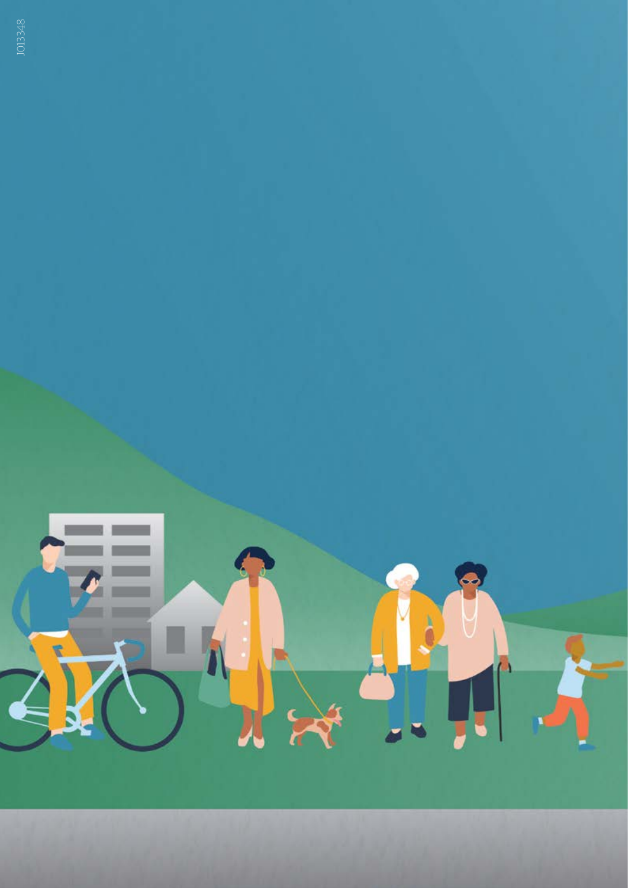J013348